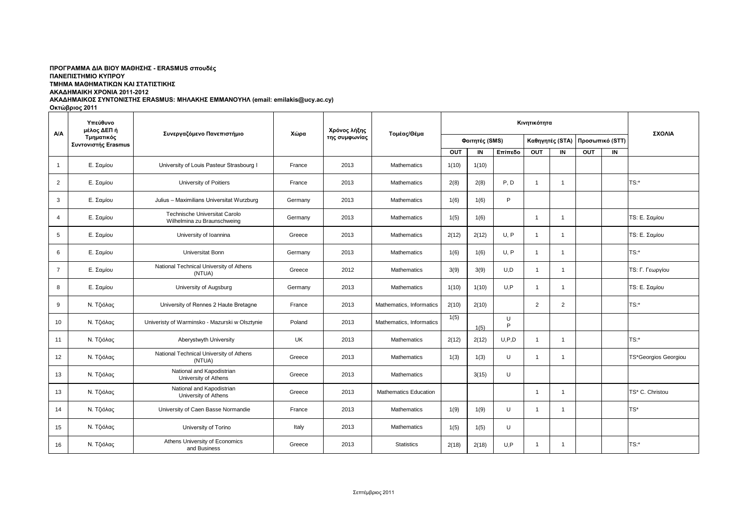**ΠΡΟΓΡΑΜΜΑ ΔΙΑ ΒΙΟΥ ΜΑΘΗΣΗΣ - ERASMUS σπουδές**
**ΠΑΝΕΠΙΣΤΗΜΙΟ ΚΥΠΡΟΥ**
**ΤΜΗΜΑ ΜΑΘΗΜΑΤΙΚΩΝ ΚΑΙ ΣΤΑΤΙΣΤΙΚΗΣ**
**ΑΚΑΔΗΜΑΙΚΗ ΧΡΟΝΙΑ 2011-2012**
**ΑΚΑΔΗΜΑΙΚΟΣ ΣΥΝΤΟΝΙΣΤΗΣ ERASMUS: ΜΗΛΑΚΗΣ ΕΜΜΑΝΟΥΗΛ (email: emilakis@ucy.ac.cy)**
**Οκτώβριος 2011**

| Α/Α | Υπεύθυνο μέλος ΔΕΠ ή Τμηματικός Συντονιστής Erasmus | Συνεργαζόμενο Πανεπιστήμιο | Χώρα | Χρόνος λήξης της συμφωνίας | Τομέας/Θέμα | Κινητικότητα | | | | | | | ΣΧΟΛΙΑ |
|---|---|---|---|---|---|---|---|---|---|---|---|---|---|
| | | | | | | Φοιτητές (SMS) | | | Καθηγητές (STA) | | Προσωπικό (STT) | | |
| | | | | | | OUT | IN | Επίπεδο | OUT | IN | OUT | IN | |
| 1 | Ε. Σαμίου | University of Louis Pasteur Strasbourg I | France | 2013 | Mathematics | 1(10) | 1(10) | | | | | | |
| 2 | Ε. Σαμίου | University of Poitiers | France | 2013 | Mathematics | 2(8) | 2(8) | P, D | 1 | 1 | | | TS:* |
| 3 | Ε. Σαμίου | Julius – Maximilians Universitat Wurzburg | Germany | 2013 | Mathematics | 1(6) | 1(6) | P | | | | | |
| 4 | Ε. Σαμίου | Technische Universitat Carolo Wilhelmina zu Braunschweing | Germany | 2013 | Mathematics | 1(5) | 1(6) | | 1 | 1 | | | TS: Ε. Σαμίου |
| 5 | Ε. Σαμίου | University of Ioannina | Greece | 2013 | Mathematics | 2(12) | 2(12) | U, P | 1 | 1 | | | TS: Ε. Σαμίου |
| 6 | Ε. Σαμίου | Universitat Bonn | Germany | 2013 | Mathematics | 1(6) | 1(6) | U, P | 1 | 1 | | | TS:* |
| 7 | Ε. Σαμίου | National Technical University of Athens (NTUA) | Greece | 2012 | Mathematics | 3(9) | 3(9) | U,D | 1 | 1 | | | TS: Γ. Γεωργίου |
| 8 | Ε. Σαμίου | University of Augsburg | Germany | 2013 | Mathematics | 1(10) | 1(10) | U,P | 1 | 1 | | | TS: Ε. Σαμίου |
| 9 | Ν. Τζιόλας | University of Rennes 2 Haute Bretagne | France | 2013 | Mathematics, Informatics | 2(10) | 2(10) | | 2 | 2 | | | TS:* |
| 10 | Ν. Τζιόλας | Univeristy of Warminsko - Mazurski w Olsztynie | Poland | 2013 | Mathematics, Informatics | 1(5) | 1(5) | U P | | | | | |
| 11 | Ν. Τζιόλας | Aberystwyth University | UK | 2013 | Mathematics | 2(12) | 2(12) | U,P,D | 1 | 1 | | | TS:* |
| 12 | Ν. Τζιόλας | National Technical University of Athens (NTUA) | Greece | 2013 | Mathematics | 1(3) | 1(3) | U | 1 | 1 | | | TS*Georgios Georgiou |
| 13 | Ν. Τζιόλας | National and Kapodistrian University of Athens | Greece | 2013 | Mathematics | | 3(15) | U | | | | | |
| 13 | Ν. Τζιόλας | National and Kapodistrian University of Athens | Greece | 2013 | Mathematics Education | | | | 1 | 1 | | | TS* C. Christou |
| 14 | Ν. Τζιόλας | University of Caen Basse Normandie | France | 2013 | Mathematics | 1(9) | 1(9) | U | 1 | 1 | | | TS* |
| 15 | Ν. Τζιόλας | University of Torino | Italy | 2013 | Mathematics | 1(5) | 1(5) | U | | | | | |
| 16 | Ν. Τζιόλας | Athens University of Economics and Business | Greece | 2013 | Statistics | 2(18) | 2(18) | U,P | 1 | 1 | | | TS:* |

Σεπτέμβριος 2011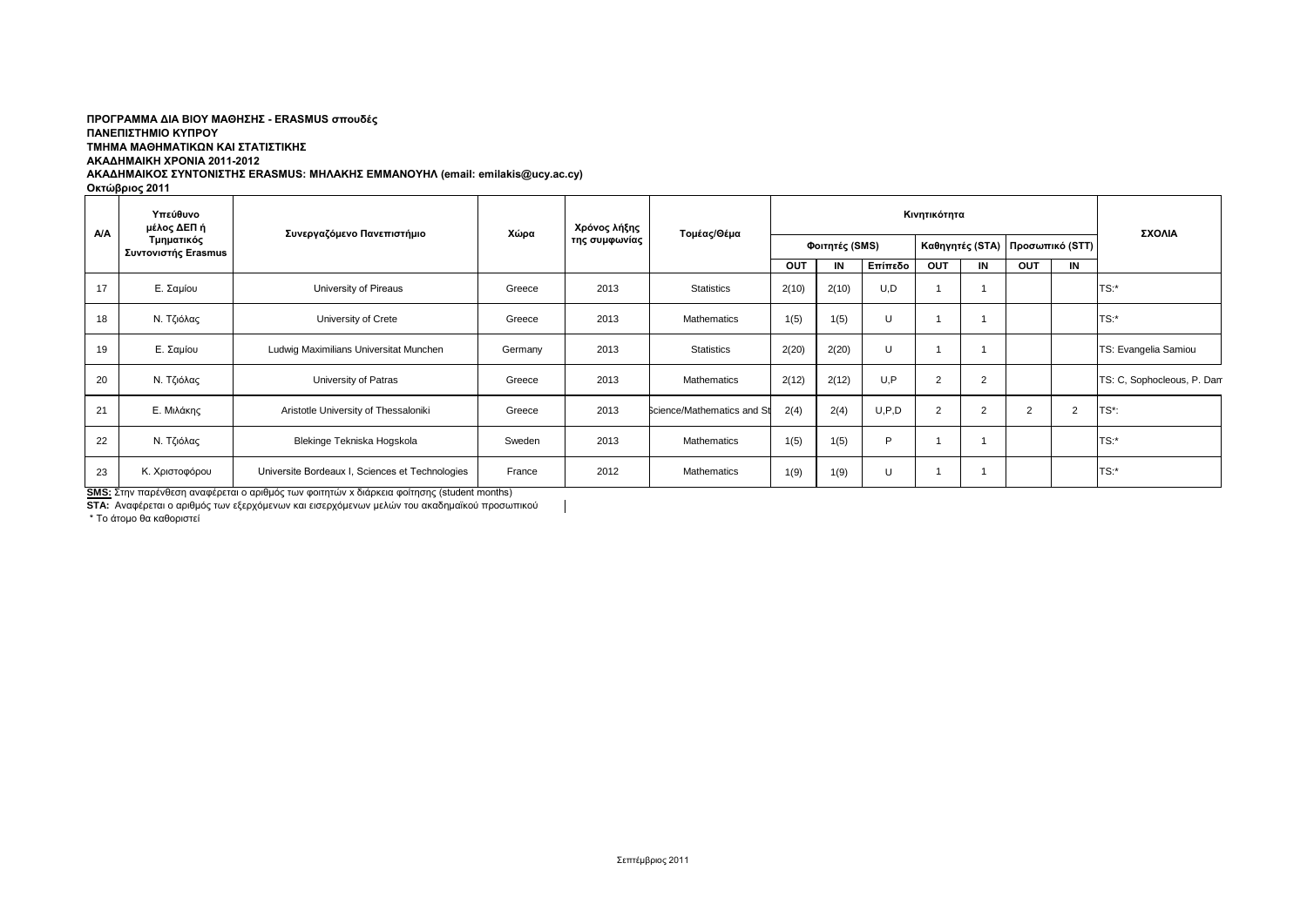**ΠΡΟΓΡΑΜΜΑ ΔΙΑ ΒΙΟΥ ΜΑΘΗΣΗΣ - ERASMUS σπουδές**
**ΠΑΝΕΠΙΣΤΗΜΙΟ ΚΥΠΡΟΥ**
**ΤΜΗΜΑ ΜΑΘΗΜΑΤΙΚΩΝ ΚΑΙ ΣΤΑΤΙΣΤΙΚΗΣ**
**ΑΚΑΔΗΜΑΙΚΗ ΧΡΟΝΙΑ 2011-2012**
**ΑΚΑΔΗΜΑΙΚΟΣ ΣΥΝΤΟΝΙΣΤΗΣ ERASMUS: ΜΗΛΑΚΗΣ ΕΜΜΑΝΟΥΗΛ (email: emilakis@ucy.ac.cy)**
**Οκτώβριος 2011**

| Α/Α | Υπεύθυνο μέλος ΔΕΠ ή Τμηματικός Συντονιστής Erasmus | Συνεργαζόμενο Πανεπιστήμιο | Χώρα | Χρόνος λήξης της συμφωνίας | Τομέας/Θέμα | Κινητικότητα | | | | | | | ΣΧΟΛΙΑ |
|---|---|---|---|---|---|---|---|---|---|---|---|---|---|
| | | | | | | Φοιτητές (SMS) | | | Καθηγητές (STA) | | Προσωπικό (STT) | | |
| | | | | | | OUT | IN | Επίπεδο | OUT | IN | OUT | IN | |
| 17 | Ε. Σαμίου | University of Pireaus | Greece | 2013 | Statistics | 2(10) | 2(10) | U,D | 1 | 1 | | | TS:* |
| 18 | Ν. Τζιόλας | University of Crete | Greece | 2013 | Mathematics | 1(5) | 1(5) | U | 1 | 1 | | | TS:* |
| 19 | Ε. Σαμίου | Ludwig Maximilians Universitat Munchen | Germany | 2013 | Statistics | 2(20) | 2(20) | U | 1 | 1 | | | TS: Evangelia Samiou |
| 20 | Ν. Τζιόλας | University of Patras | Greece | 2013 | Mathematics | 2(12) | 2(12) | U,P | 2 | 2 | | | TS: C, Sophocleous, P. Dam |
| 21 | Ε. Μιλάκης | Aristotle University of Thessaloniki | Greece | 2013 | Science/Mathematics and St | 2(4) | 2(4) | U,P,D | 2 | 2 | 2 | 2 | TS*: |
| 22 | Ν. Τζιόλας | Blekinge Tekniska Hogskola | Sweden | 2013 | Mathematics | 1(5) | 1(5) | P | 1 | 1 | | | TS:* |
| 23 | Κ. Χριστοφόρου | Universite Bordeaux I, Sciences et Technologies | France | 2012 | Mathematics | 1(9) | 1(9) | U | 1 | 1 | | | TS:* |

**SMS:** Στην παρένθεση αναφέρεται ο αριθμός των φοιτητών x διάρκεια φοίτησης (student months)
**STA:** Αναφέρεται ο αριθμός των εξερχόμενων και εισερχόμενων μελών του ακαδημαϊκού προσωπικού
\* Το άτομο θα καθοριστεί

Σεπτέμβριος 2011